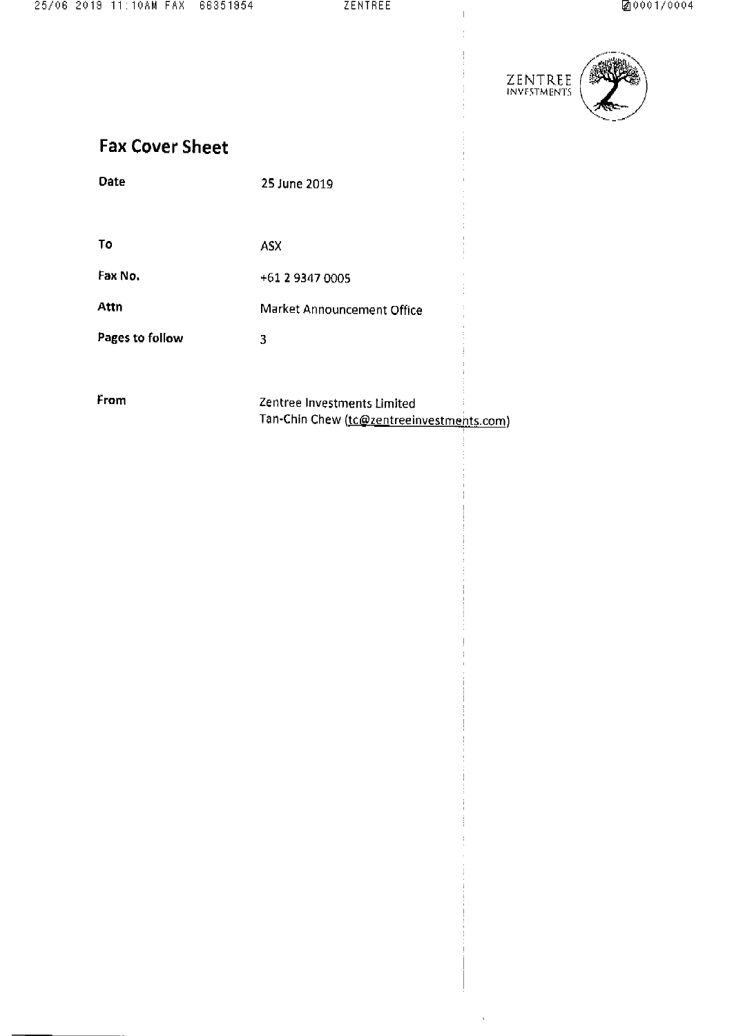ZENTREE INVESTMENTS

# Fax Cover Sheet

| | |
|---|---|
| Date | 25 June 2019 |
| To | ASX |
| Fax No. | +61 2 9347 0005 |
| Attn | Market Announcement Office |
| Pages to follow | 3 |
| From | Zentree Investments Limited<br>Tan-Chin Chew (tc@zentreeinvestments.com) |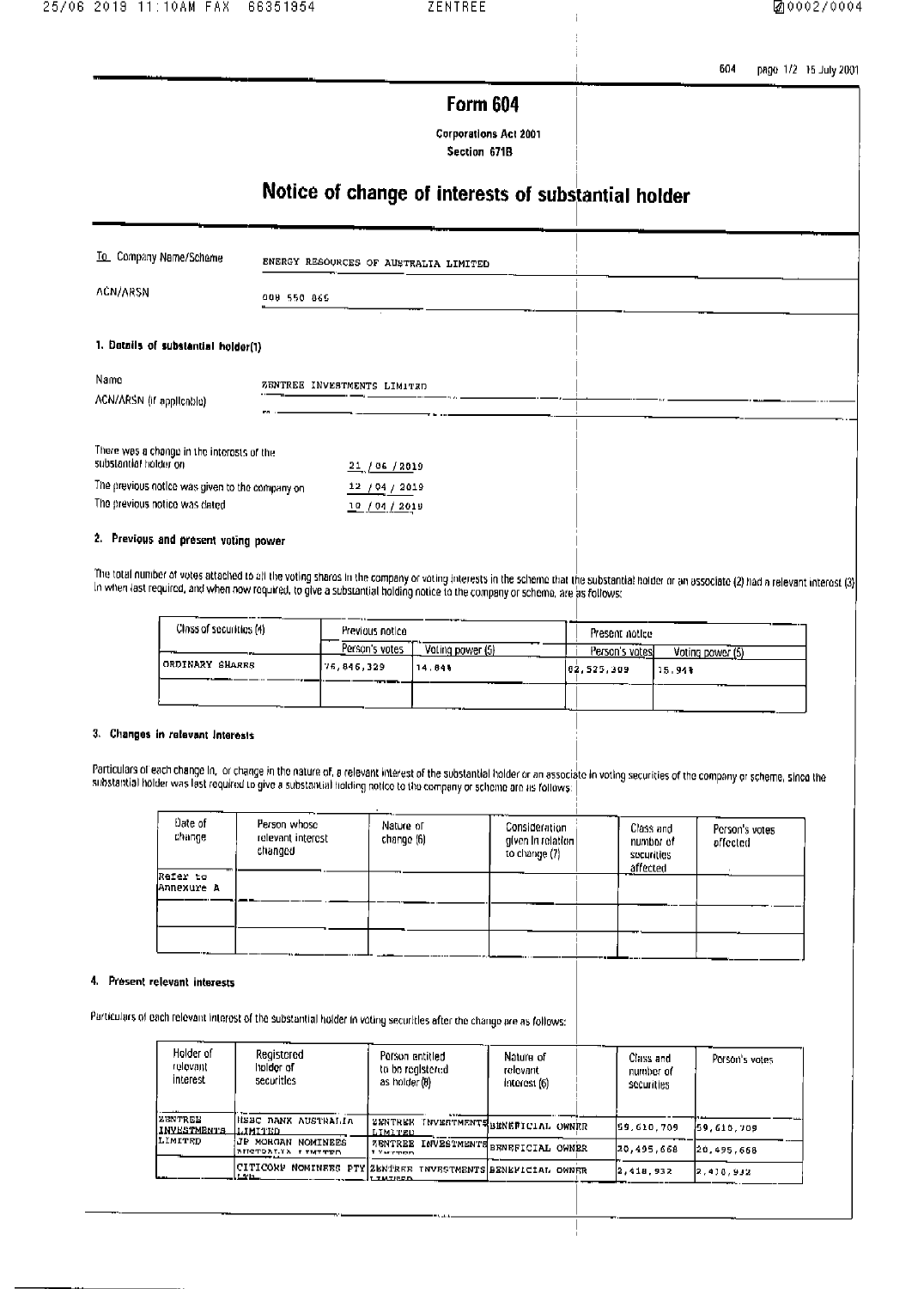Form 604

Corporations Act 2001

Section 671B

# Notice of change of interests of substantial holder

| | |
|---|---|
| To Company Name/Scheme | ENERGY RESOURCES OF AUSTRALIA LIMITED |
| ACN/ARSN | 008 550 865 |

## 1. Details of substantial holder(1)

| | |
|---|---|
| Name | ZENTREE INVESTMENTS LIMITED |
| ACN/ARSN (if applicable) | |

| | |
|---|---|
| There was a change in the interests of the substantial holder on | 21 / 06 / 2019 |
| The previous notice was given to the company on | 12 / 04 / 2019 |
| The previous notice was dated | 10 / 04 / 2019 |

## 2. Previous and present voting power

The total number of votes attached to all the voting shares in the company or voting interests in the scheme that the substantial holder or an associate (2) had a relevant interest (3) in when last required, and when now required, to give a substantial holding notice to the company or scheme, are as follows:

| Class of securities (4) | Previous notice | | Present notice | |
|---|---|---|---|---|
| | Person's votes | Voting power (5) | Person's votes | Voting power (5) |
| ORDINARY SHARES | 76,846,329 | 14.84% | 82,525,309 | 15.94% |
| | | | | |

## 3. Changes in relevant interests

Particulars of each change in, or change in the nature of, a relevant interest of the substantial holder or an associate in voting securities of the company or scheme, since the substantial holder was last required to give a substantial holding notice to the company or scheme are as follows:

| Date of change | Person whose relevant interest changed | Nature of change (6) | Consideration given in relation to change (7) | Class and number of securities affected | Person's votes affected |
|---|---|---|---|---|---|
| Refer to Annexure A | | | | | |
| | | | | | |
| | | | | | |

## 4. Present relevant interests

Particulars of each relevant interest of the substantial holder in voting securities after the change are as follows:

| Holder of relevant interest | Registered holder of securities | Person entitled to be registered as holder (8) | Nature of relevant interest (6) | Class and number of securities | Person's votes |
|---|---|---|---|---|---|
| ZENTREE INVESTMENTS LIMITED | HSBC BANK AUSTRALIA LIMITED | ZENTREE INVESTMENTS LIMITED | BENEFICIAL OWNER | 59,610,709 | 59,610,709 |
| | JP MORGAN NOMINEES AUSTRALIA LIMITED | ZENTREE INVESTMENTS LIMITED | BENEFICIAL OWNER | 20,495,668 | 20,495,668 |
| | CITICORP NOMINEES PTY LTD | ZENTREE INVESTMENTS LIMITED | BENEFICIAL OWNER | 2,418,932 | 2,418,932 |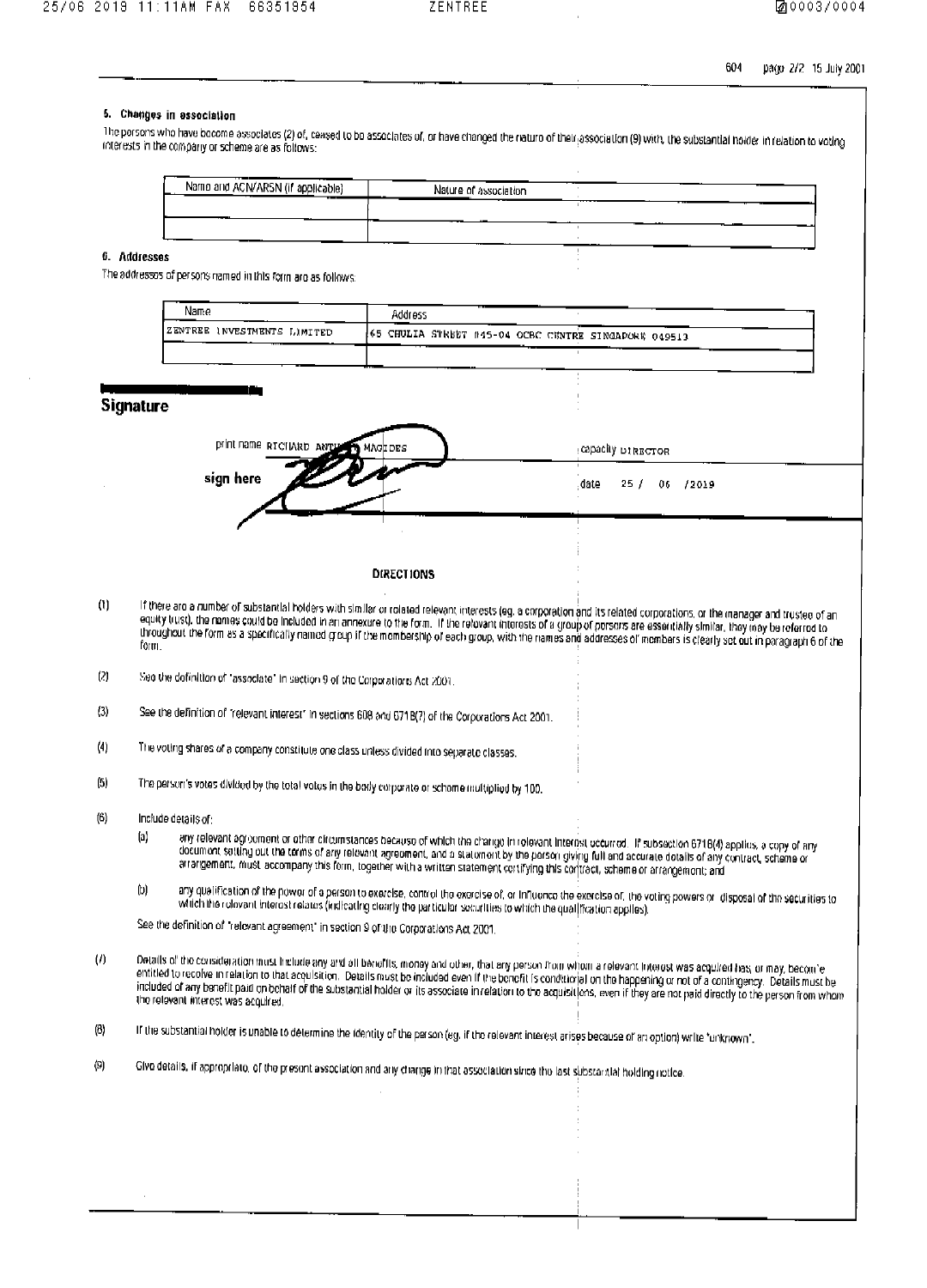## 5. Changes in association

The persons who have become associates (2) of, ceased to be associates of, or have changed the nature of their association (9) with, the substantial holder in relation to voting interests in the company or scheme are as follows:

| Name and ACN/ARSN (if applicable) | Nature of association |
| --- | --- |
| | |
| | |

## 6. Addresses

The addresses of persons named in this form are as follows:

| Name | Address |
| --- | --- |
| ZENTREE INVESTMENTS LIMITED | 65 CHULIA STREET #45-04 OCBC CENTRE SINGAPORE 049513 |
| | |

## Signature

print name RICHARD ANTHONY MAGIDES

capacity DIRECTOR

sign here

date 25 / 06 /2019

### DIRECTIONS

(1) If there are a number of substantial holders with similar or related relevant interests (eg. a corporation and its related corporations, or the manager and trustee of an equity trust), the names could be included in an annexure to the form. If the relevant interests of a group of persons are essentially similar, they may be referred to throughout the form as a specifically named group if the membership of each group, with the names and addresses of members is clearly set out in paragraph 6 of the form.

(2) See the definition of "associate" in section 9 of the Corporations Act 2001.

(3) See the definition of "relevant interest" in sections 608 and 671B(7) of the Corporations Act 2001.

(4) The voting shares of a company constitute one class unless divided into separate classes.

(5) The person's votes divided by the total votes in the body corporate or scheme multiplied by 100.

(6) Include details of:

- (a) any relevant agreement or other circumstances because of which the change in relevant interest occurred. If subsection 671B(4) applies, a copy of any document setting out the terms of any relevant agreement, and a statement by the person giving full and accurate details of any contract, scheme or arrangement, must accompany this form, together with a written statement certifying this contract, scheme or arrangement; and
- (b) any qualification of the power of a person to exercise, control the exercise of, or influence the exercise of, the voting powers or disposal of the securities to which the relevant interest relates (indicating clearly the particular securities to which the qualification applies).

See the definition of "relevant agreement" in section 9 of the Corporations Act 2001.

(7) Details of the consideration must include any and all benefits, money and other, that any person from whom a relevant interest was acquired has, or may, become entitled to receive in relation to that acquisition. Details must be included even if the benefit is conditional on the happening or not of a contingency. Details must be included of any benefit paid on behalf of the substantial holder or its associate in relation to the acquisitions, even if they are not paid directly to the person from whom the relevant interest was acquired.

(8) If the substantial holder is unable to determine the identity of the person (eg. if the relevant interest arises because of an option) write "unknown".

(9) Give details, if appropriate, of the present association and any change in that association since the last substantial holding notice.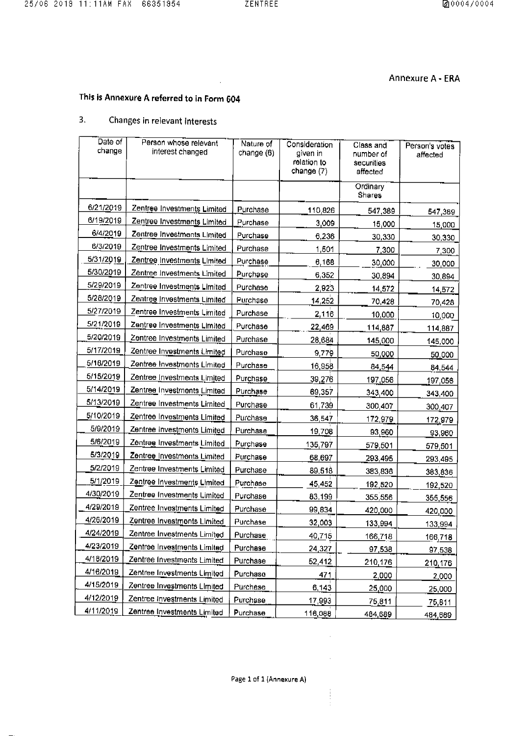Annexure A - ERA

**This is Annexure A referred to in Form 604**

3. Changes in relevant interests

| Date of change | Person whose relevant interest changed | Nature of change (6) | Consideration given in relation to change (7) | Class and number of securities affected | Person's votes affected |
|---|---|---|---|---|---|
| | | | | Ordinary Shares | |
| 6/21/2019 | Zentree Investments Limited | Purchase | 110,826 | 547,389 | 547,389 |
| 6/19/2019 | Zentree Investments Limited | Purchase | 3,009 | 15,000 | 15,000 |
| 6/4/2019 | Zentree Investments Limited | Purchase | 6,236 | 30,330 | 30,330 |
| 6/3/2019 | Zentree Investments Limited | Purchase | 1,501 | 7,300 | 7,300 |
| 5/31/2019 | Zentree Investments Limited | Purchase | 6,168 | 30,000 | 30,000 |
| 5/30/2019 | Zentree Investments Limited | Purchase | 6,352 | 30,894 | 30,894 |
| 5/29/2019 | Zentree Investments Limited | Purchase | 2,923 | 14,572 | 14,572 |
| 5/28/2019 | Zentree Investments Limited | Purchase | 14,252 | 70,428 | 70,428 |
| 5/27/2019 | Zentree Investments Limited | Purchase | 2,116 | 10,000 | 10,000 |
| 5/21/2019 | Zentree Investments Limited | Purchase | 22,469 | 114,887 | 114,887 |
| 5/20/2019 | Zentree Investments Limited | Purchase | 28,684 | 145,000 | 145,000 |
| 5/17/2019 | Zentree Investments Limited | Purchase | 9,779 | 50,000 | 50,000 |
| 5/16/2019 | Zentree Investments Limited | Purchase | 16,958 | 84,544 | 84,544 |
| 5/15/2019 | Zentree Investments Limited | Purchase | 39,276 | 197,056 | 197,056 |
| 5/14/2019 | Zentree Investments Limited | Purchase | 69,357 | 343,400 | 343,400 |
| 5/13/2019 | Zentree Investments Limited | Purchase | 61,739 | 300,407 | 300,407 |
| 5/10/2019 | Zentree Investments Limited | Purchase | 36,547 | 172,979 | 172,979 |
| 5/9/2019 | Zentree Investments Limited | Purchase | 19,708 | 93,960 | 93,960 |
| 5/6/2019 | Zentree Investments Limited | Purchase | 135,797 | 579,501 | 579,501 |
| 5/3/2019 | Zentree Investments Limited | Purchase | 68,697 | 293,495 | 293,495 |
| 5/2/2019 | Zentree Investments Limited | Purchase | 89,518 | 383,836 | 383,836 |
| 5/1/2019 | Zentree Investments Limited | Purchase | 45,452 | 192,520 | 192,520 |
| 4/30/2019 | Zentree Investments Limited | Purchase | 83,199 | 355,556 | 355,556 |
| 4/29/2019 | Zentree Investments Limited | Purchase | 99,834 | 420,000 | 420,000 |
| 4/26/2019 | Zentree Investments Limited | Purchase | 32,003 | 133,994 | 133,994 |
| 4/24/2019 | Zentree Investments Limited | Purchase | 40,715 | 166,718 | 166,718 |
| 4/23/2019 | Zentree Investments Limited | Purchase | 24,327 | 97,538 | 97,538 |
| 4/18/2019 | Zentree Investments Limited | Purchase | 52,412 | 210,176 | 210,176 |
| 4/16/2019 | Zentree Investments Limited | Purchase | 471 | 2,000 | 2,000 |
| 4/15/2019 | Zentree Investments Limited | Purchase | 6,143 | 25,000 | 25,000 |
| 4/12/2019 | Zentree Investments Limited | Purchase | 17,993 | 75,811 | 75,811 |
| 4/11/2019 | Zentree Investments Limited | Purchase | 116,088 | 484,689 | 484,689 |

Page 1 of 1 (Annexure A)